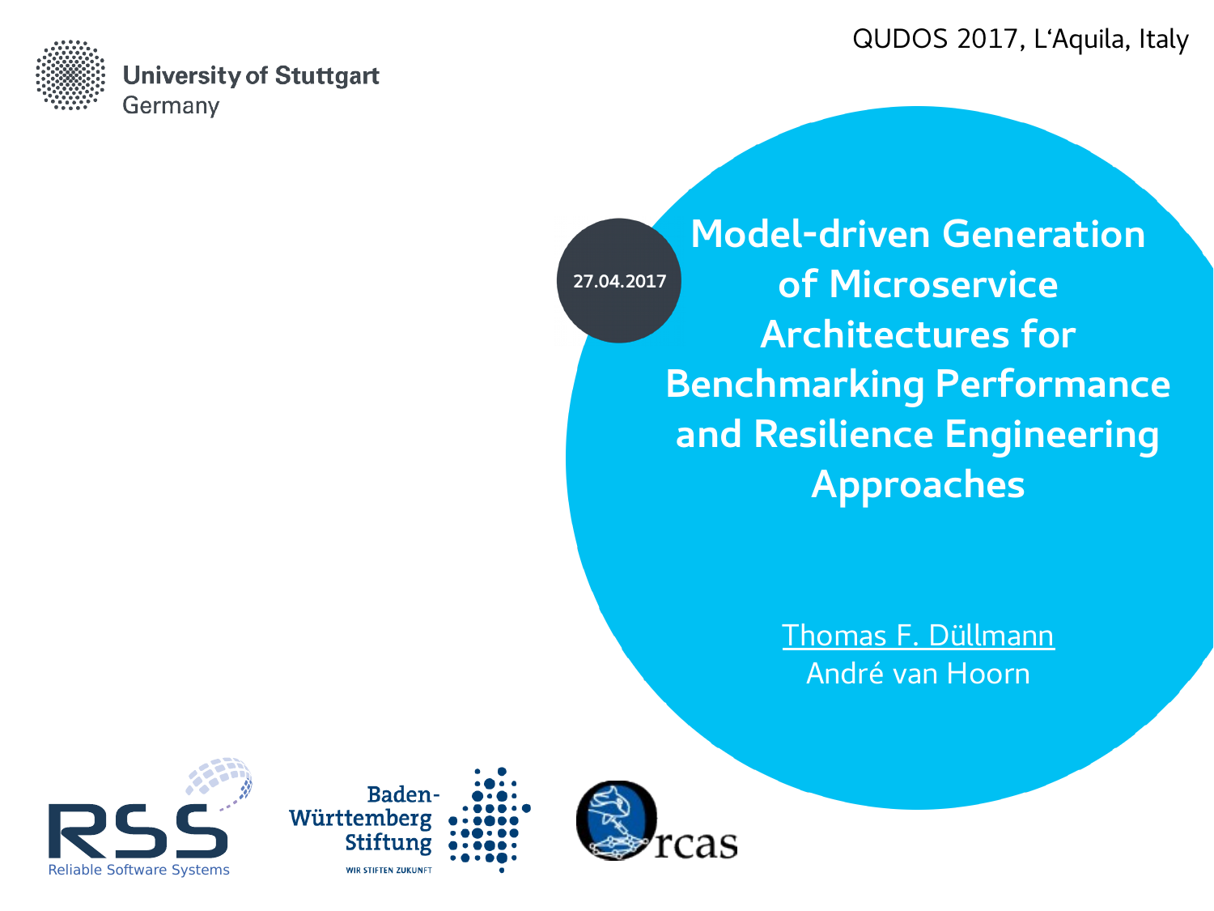QUDOS 2017, L'Aquila, Italy

University of Stuttgart
Germany

27.04.2017

# Model-driven Generation of Microservice Architectures for Benchmarking Performance and Resilience Engineering Approaches

Thomas F. Düllmann
André van Hoorn

RSS
Reliable Software Systems

Baden-Württemberg Stiftung
WIR STIFTEN ZUKUNFT

Orcas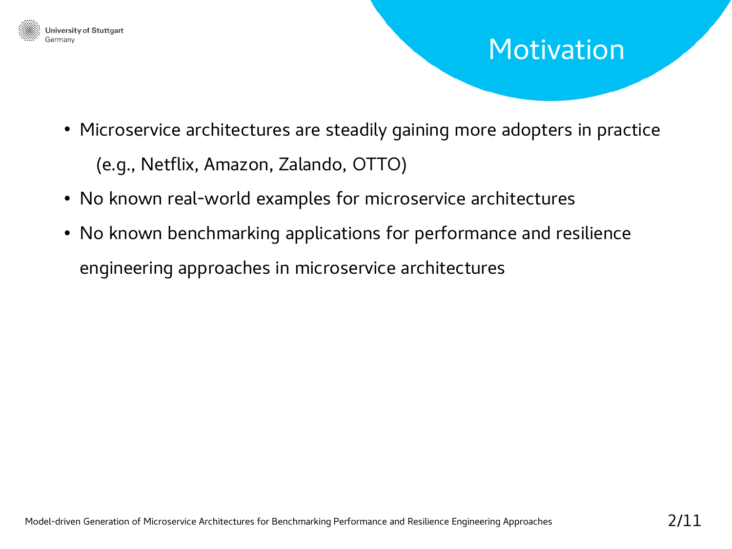# Motivation

- Microservice architectures are steadily gaining more adopters in practice
  (e.g., Netflix, Amazon, Zalando, OTTO)
- No known real-world examples for microservice architectures
- No known benchmarking applications for performance and resilience engineering approaches in microservice architectures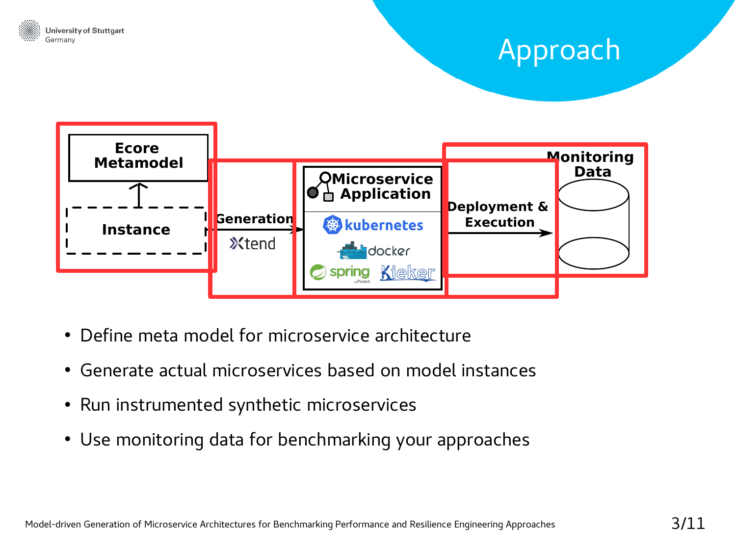# Approach

Ecore Metamodel

Instance

Generation

Xtend

Microservice Application

kubernetes

docker

spring

Kieker

Deployment & Execution

Monitoring Data

- Define meta model for microservice architecture
- Generate actual microservices based on model instances
- Run instrumented synthetic microservices
- Use monitoring data for benchmarking your approaches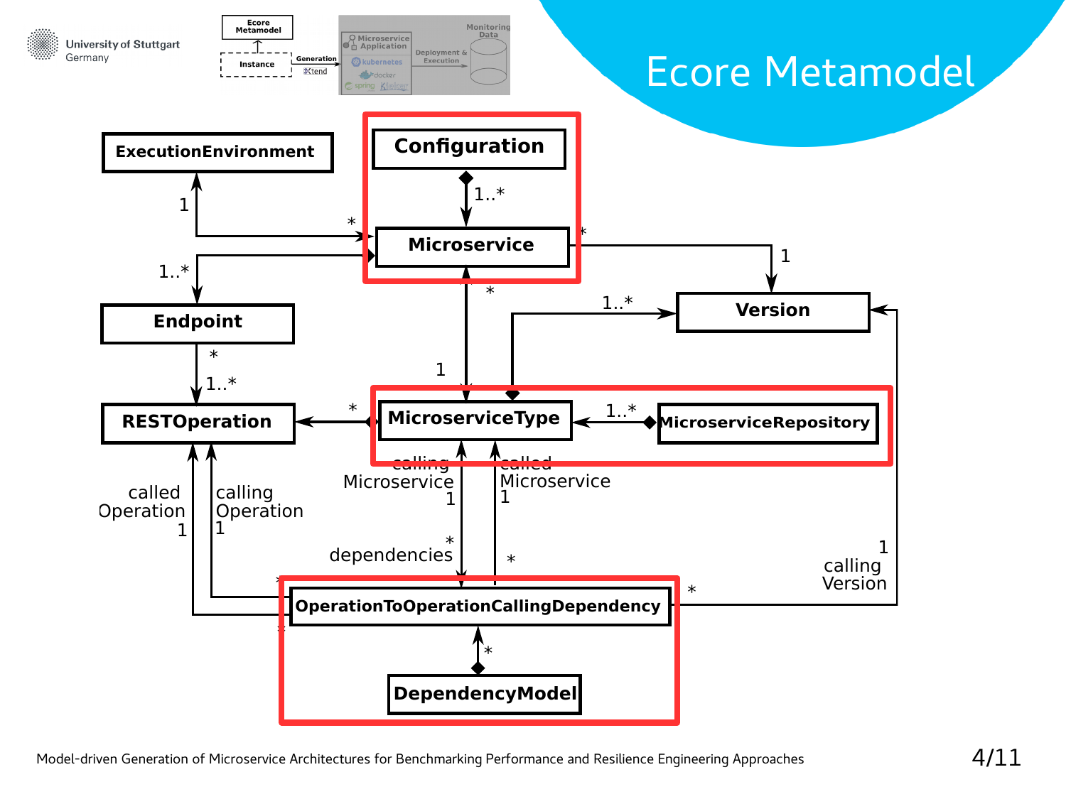# Ecore Metamodel

ExecutionEnvironment

Configuration

1..*

1

*

Microservice

*

1

1..*

*

Version

Endpoint

1..*

*

1..*

1

RESTOperation

*

MicroserviceType

1..*

MicroserviceRepository

called Operation 1

calling Operation 1

calling Microservice 1

called Microservice 1

1 calling Version

*

dependencies

*

*

OperationToOperationCallingDependency

*

DependencyModel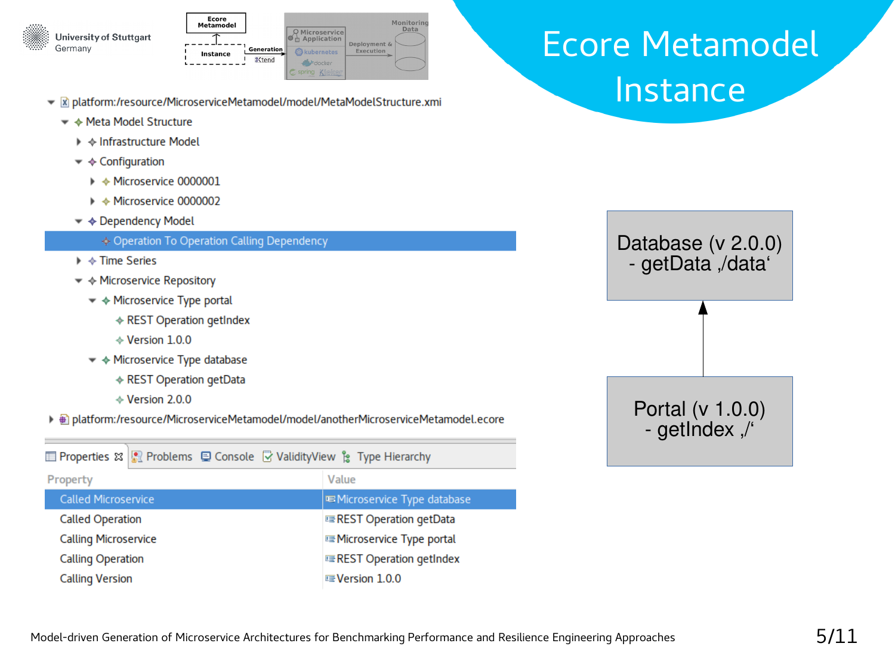# Ecore Metamodel Instance

- platform:/resource/MicroserviceMetamodel/model/MetaModelStructure.xmi
  - Meta Model Structure
    - Infrastructure Model
    - Configuration
      - Microservice 0000001
      - Microservice 0000002
    - Dependency Model
      - Operation To Operation Calling Dependency
    - Time Series
    - Microservice Repository
      - Microservice Type portal
        - REST Operation getIndex
        - Version 1.0.0
      - Microservice Type database
        - REST Operation getData
        - Version 2.0.0
- platform:/resource/MicroserviceMetamodel/model/anotherMicroserviceMetamodel.ecore

Properties | Problems | Console | ValidityView | Type Hierarchy

| Property | Value |
|---|---|
| Called Microservice | Microservice Type database |
| Called Operation | REST Operation getData |
| Calling Microservice | Microservice Type portal |
| Calling Operation | REST Operation getIndex |
| Calling Version | Version 1.0.0 |

Database (v 2.0.0)
- getData ‚/data‘

Portal (v 1.0.0)
- getIndex ‚/‘

Model-driven Generation of Microservice Architectures for Benchmarking Performance and Resilience Engineering Approaches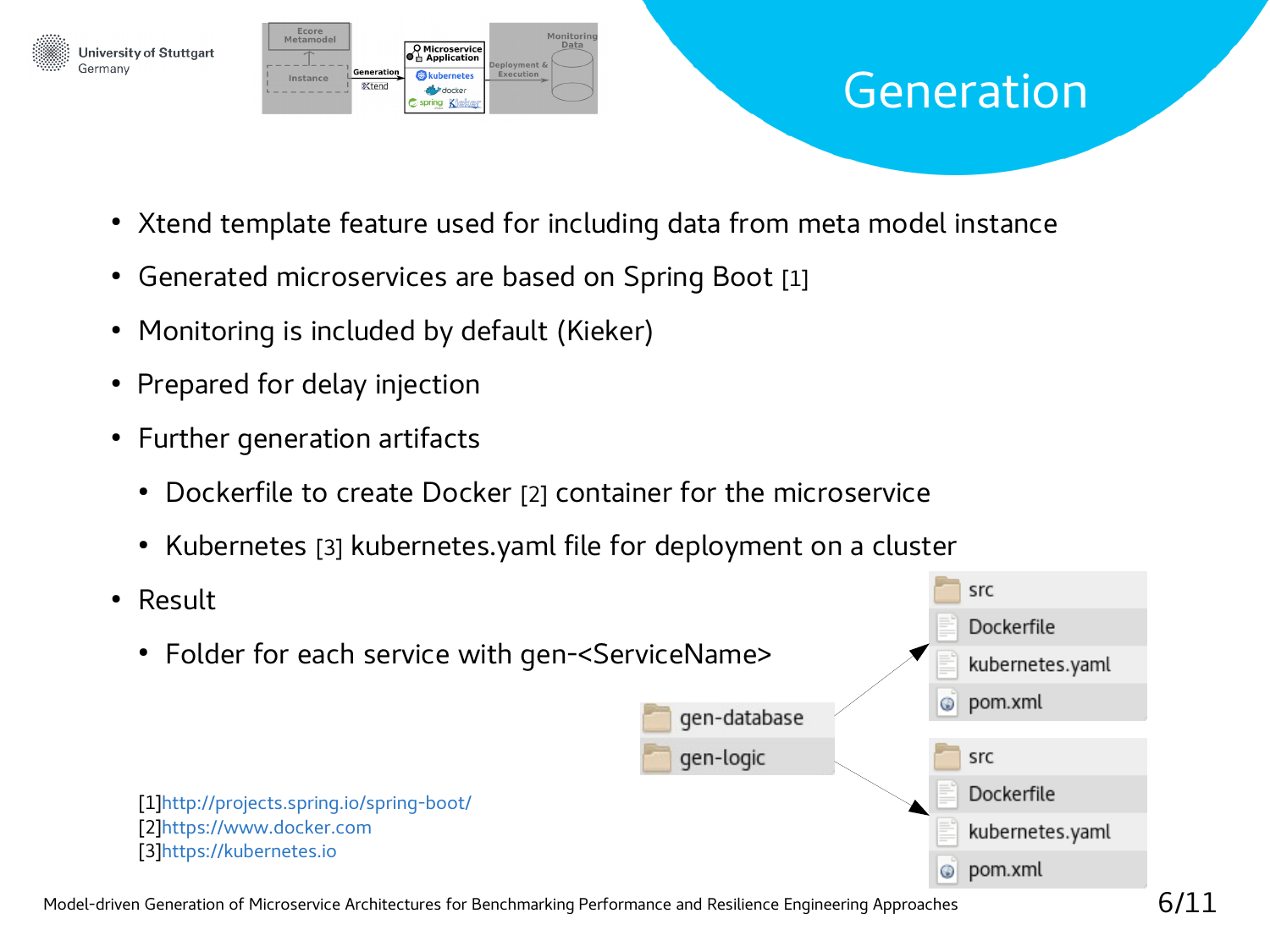# Generation

- Xtend template feature used for including data from meta model instance
- Generated microservices are based on Spring Boot [1]
- Monitoring is included by default (Kieker)
- Prepared for delay injection
- Further generation artifacts
  - Dockerfile to create Docker [2] container for the microservice
  - Kubernetes [3] kubernetes.yaml file for deployment on a cluster
- Result
  - Folder for each service with gen-<ServiceName>

gen-database
- src
- Dockerfile
- kubernetes.yaml
- pom.xml

gen-logic
- src
- Dockerfile
- kubernetes.yaml
- pom.xml

[1]http://projects.spring.io/spring-boot/
[2]https://www.docker.com
[3]https://kubernetes.io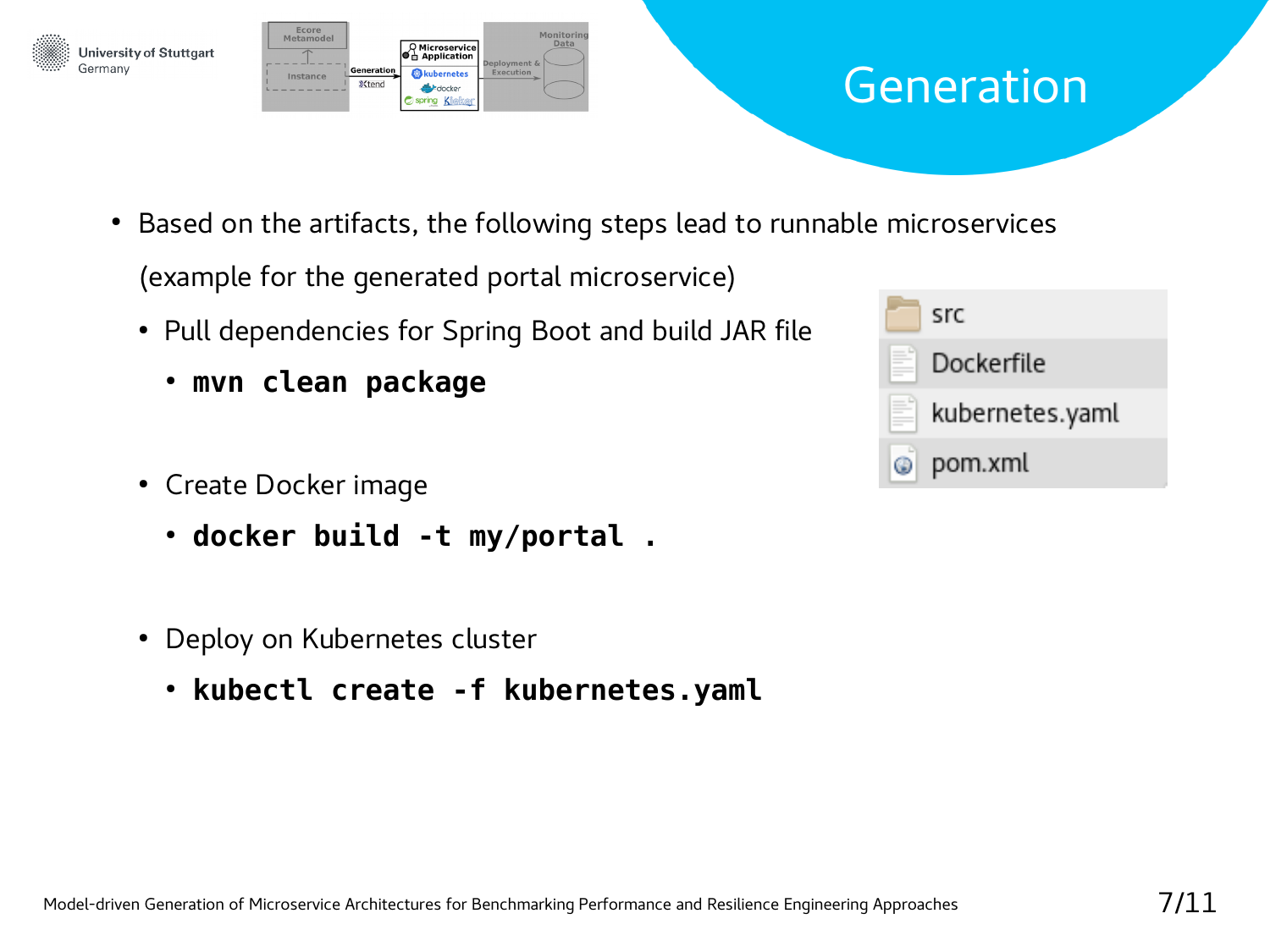# Generation

- Based on the artifacts, the following steps lead to runnable microservices (example for the generated portal microservice)
  - Pull dependencies for Spring Boot and build JAR file
    - **`mvn clean package`**
  - Create Docker image
    - **`docker build -t my/portal .`**
  - Deploy on Kubernetes cluster
    - **`kubectl create -f kubernetes.yaml`**

```
src
Dockerfile
kubernetes.yaml
pom.xml
```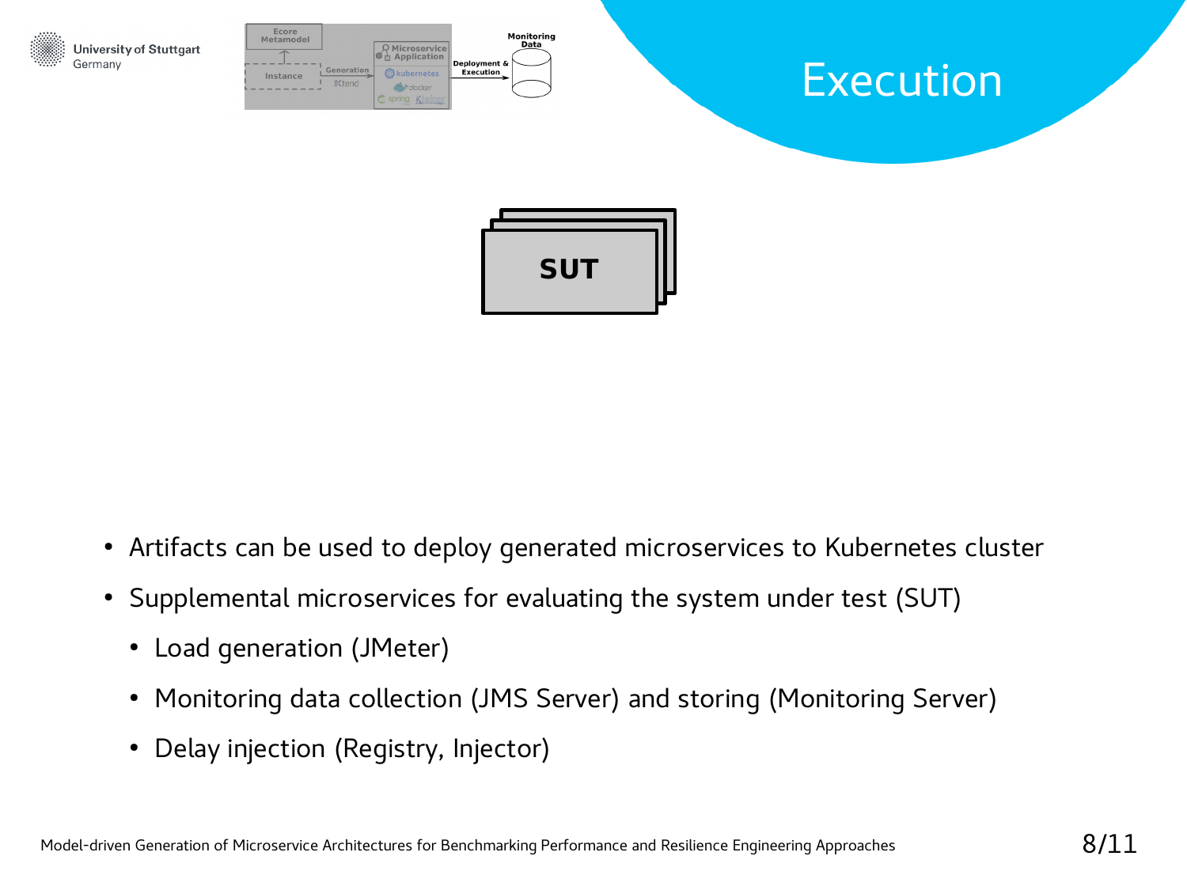# Execution

SUT

- Artifacts can be used to deploy generated microservices to Kubernetes cluster
- Supplemental microservices for evaluating the system under test (SUT)
  - Load generation (JMeter)
  - Monitoring data collection (JMS Server) and storing (Monitoring Server)
  - Delay injection (Registry, Injector)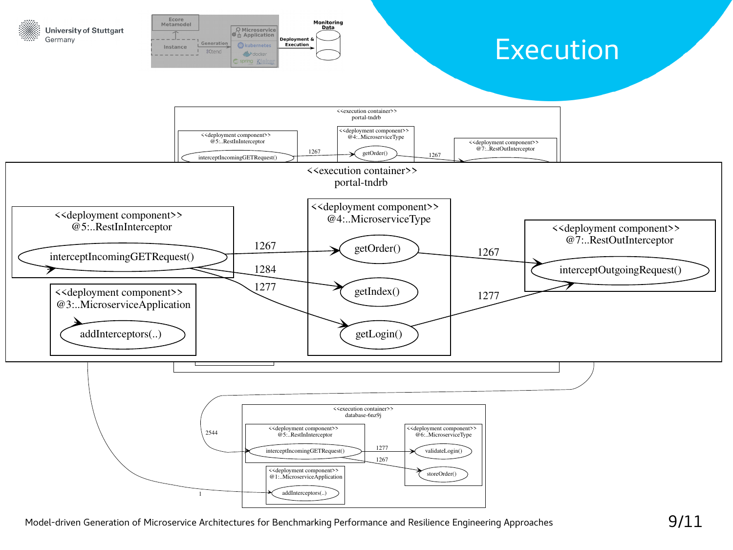# Execution

<<execution container>>
portal-tndrb

<<deployment component>>
@5:..RestInInterceptor

interceptIncomingGETRequest()

<<deployment component>>
@4:..MicroserviceType

getOrder()

getIndex()

getLogin()

<<deployment component>>
@7:..RestOutInterceptor

interceptOutgoingRequest()

<<deployment component>>
@3:..MicroserviceApplication

addInterceptors(..)

1267

1284

1277

1267

1277

<<execution container>>
database-6nz9j

<<deployment component>>
@5:..RestInInterceptor

interceptIncomingGETRequest()

<<deployment component>>
@6:..MicroserviceType

validateLogin()

storeOrder()

<<deployment component>>
@1:..MicroserviceApplication

addInterceptors(..)

2544

1277

1267

1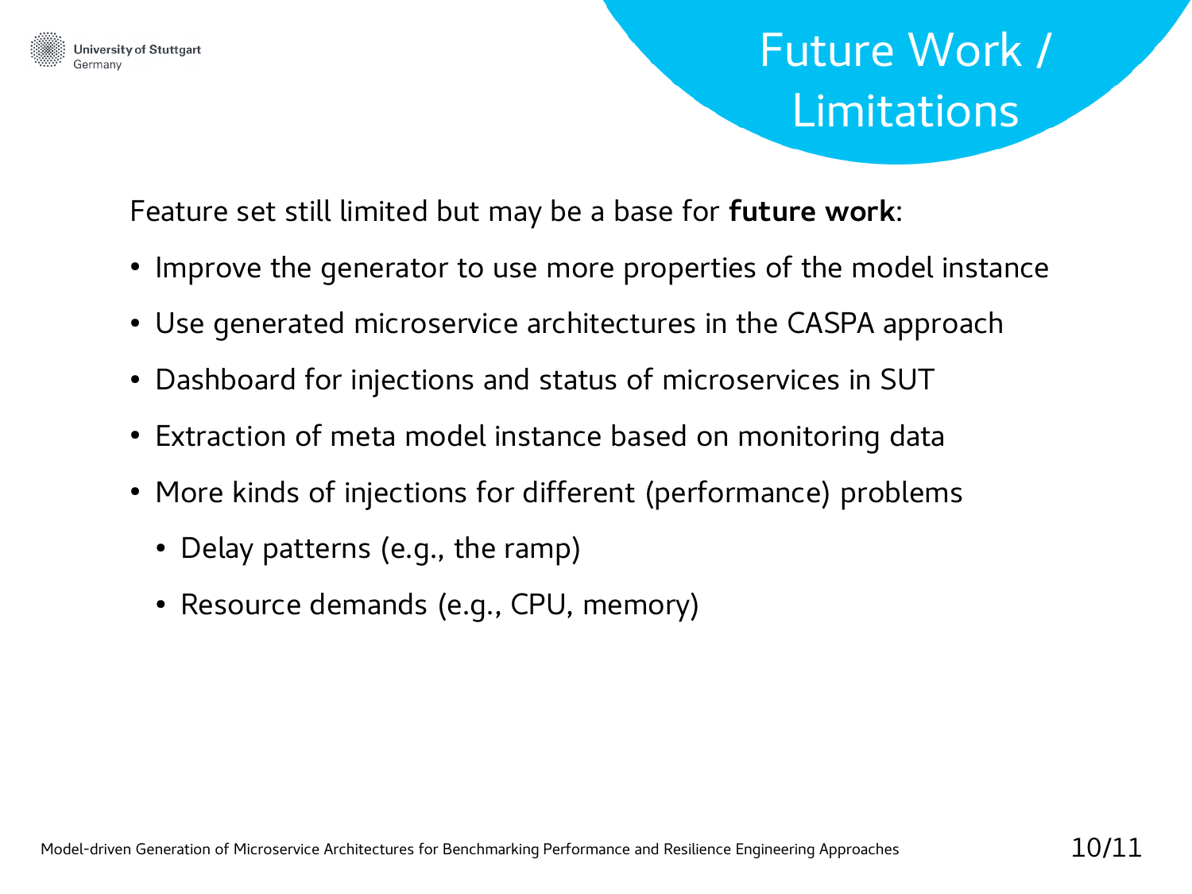# Future Work / Limitations

Feature set still limited but may be a base for **future work**:

- Improve the generator to use more properties of the model instance
- Use generated microservice architectures in the CASPA approach
- Dashboard for injections and status of microservices in SUT
- Extraction of meta model instance based on monitoring data
- More kinds of injections for different (performance) problems
  - Delay patterns (e.g., the ramp)
  - Resource demands (e.g., CPU, memory)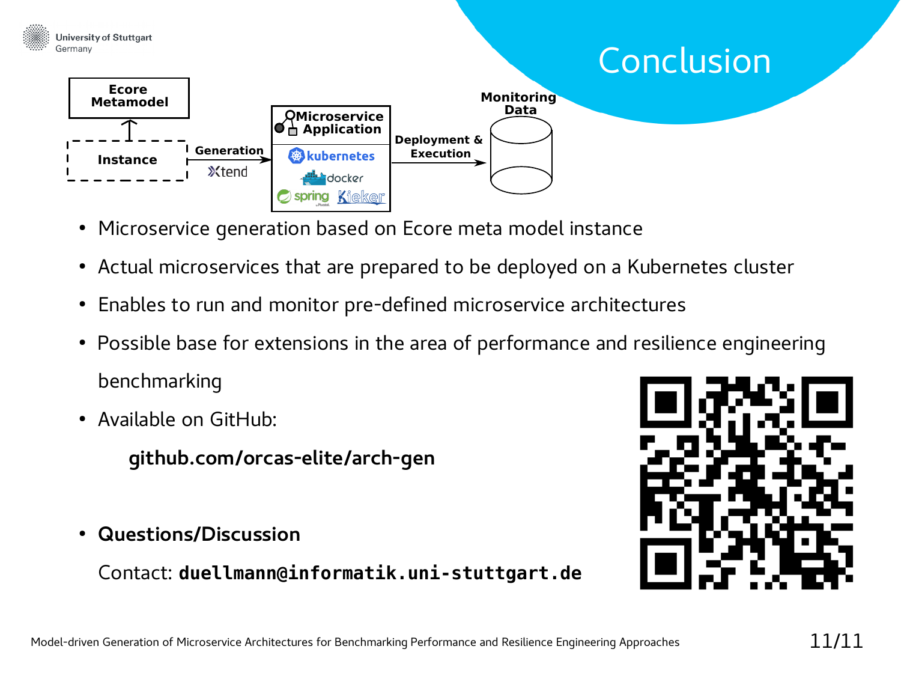# Conclusion

Ecore Metamodel

Instance

Generation

Xtend

Microservice Application

kubernetes

docker

spring

Kieker

Deployment & Execution

Monitoring Data

- Microservice generation based on Ecore meta model instance
- Actual microservices that are prepared to be deployed on a Kubernetes cluster
- Enables to run and monitor pre-defined microservice architectures
- Possible base for extensions in the area of performance and resilience engineering benchmarking
- Available on GitHub:

  **github.com/orcas-elite/arch-gen**

- **Questions/Discussion**

  Contact: **`duellmann@informatik.uni-stuttgart.de`**